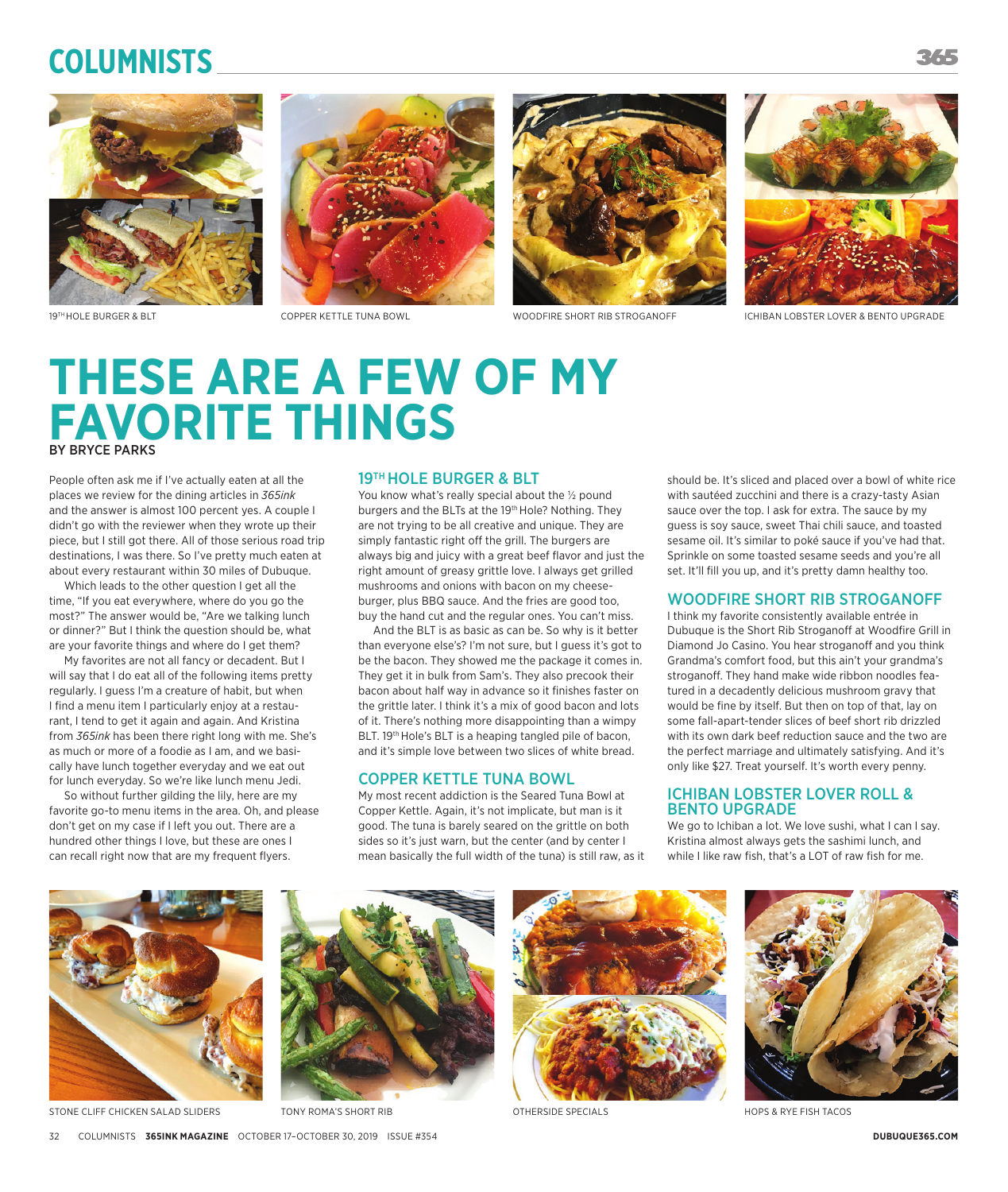## COLUMNS

19TH HOLE BURGER & BLT

COPPER KETTLE TUNA BOWL

WOODFIRE SHORT RIB STROGANOFF

ICHIBAN LOBSTER LOVER & BENTO UPGRADE

# THESE ARE A FEW OF MY FAVORITE THINGS

BY BRYCE PARKS

People often ask me if I've actually eaten at all the places we review for the dining articles in *365ink* and the answer is almost 100 percent yes. A couple I didn't go with the reviewer when they wrote up their piece, but I still got there. All of those serious road trip destinations, I was there. So I've pretty much eaten at about every restaurant within 30 miles of Dubuque.

Which leads to the other question I get all the time, "If you eat everywhere, where do you go the most?" The answer would be, "Are we talking lunch or dinner?" But I think the question should be, what are your favorite things and where do I get them?

My favorites are not all fancy or decadent. But I will say that I do eat all of the following items pretty regularly. I guess I'm a creature of habit, but when I find a menu item I particularly enjoy at a restaurant, I tend to get it again and again. And Kristina from *365ink* has been there right long with me. She's as much or more of a foodie as I am, and we basically have lunch together everyday and we eat out for lunch everyday. So we're like lunch menu Jedi.

So without further gilding the lily, here are my favorite go-to menu items in the area. Oh, and please don't get on my case if I left you out. There are a hundred other things I love, but these are ones I can recall right now that are my frequent flyers.

## 19TH HOLE BURGER & BLT

You know what's really special about the ½ pound burgers and the BLTs at the 19th Hole? Nothing. They are not trying to be all creative and unique. They are simply fantastic right off the grill. The burgers are always big and juicy with a great beef flavor and just the right amount of greasy grittle love. I always get grilled mushrooms and onions with bacon on my cheeseburger, plus BBQ sauce. And the fries are good too, buy the hand cut and the regular ones. You can't miss.

And the BLT is as basic as can be. So why is it better than everyone else's? I'm not sure, but I guess it's got to be the bacon. They showed me the package it comes in. They get it in bulk from Sam's. They also precook their bacon about half way in advance so it finishes faster on the grittle later. I think it's a mix of good bacon and lots of it. There's nothing more disappointing than a wimpy BLT. 19th Hole's BLT is a heaping tangled pile of bacon, and it's simple love between two slices of white bread.

## COPPER KETTLE TUNA BOWL

My most recent addiction is the Seared Tuna Bowl at Copper Kettle. Again, it's not implicate, but man is it good. The tuna is barely seared on the grittle on both sides so it's just warn, but the center (and by center I mean basically the full width of the tuna) is still raw, as it should be. It's sliced and placed over a bowl of white rice with sautéed zucchini and there is a crazy-tasty Asian sauce over the top. I ask for extra. The sauce by my guess is soy sauce, sweet Thai chili sauce, and toasted sesame oil. It's similar to poké sauce if you've had that. Sprinkle on some toasted sesame seeds and you're all set. It'll fill you up, and it's pretty damn healthy too.

## WOODFIRE SHORT RIB STROGANOFF

I think my favorite consistently available entrée in Dubuque is the Short Rib Stroganoff at Woodfire Grill in Diamond Jo Casino. You hear stroganoff and you think Grandma's comfort food, but this ain't your grandma's stroganoff. They hand make wide ribbon noodles featured in a decadently delicious mushroom gravy that would be fine by itself. But then on top of that, lay on some fall-apart-tender slices of beef short rib drizzled with its own dark beef reduction sauce and the two are the perfect marriage and ultimately satisfying. And it's only like $27. Treat yourself. It's worth every penny.

## ICHIBAN LOBSTER LOVER ROLL & BENTO UPGRADE

We go to Ichiban a lot. We love sushi, what I can I say. Kristina almost always gets the sashimi lunch, and while I like raw fish, that's a LOT of raw fish for me.

STONE CLIFF CHICKEN SALAD SLIDERS

TONY ROMA'S SHORT RIB

OTHERSIDE SPECIALS

HOPS & RYE FISH TACOS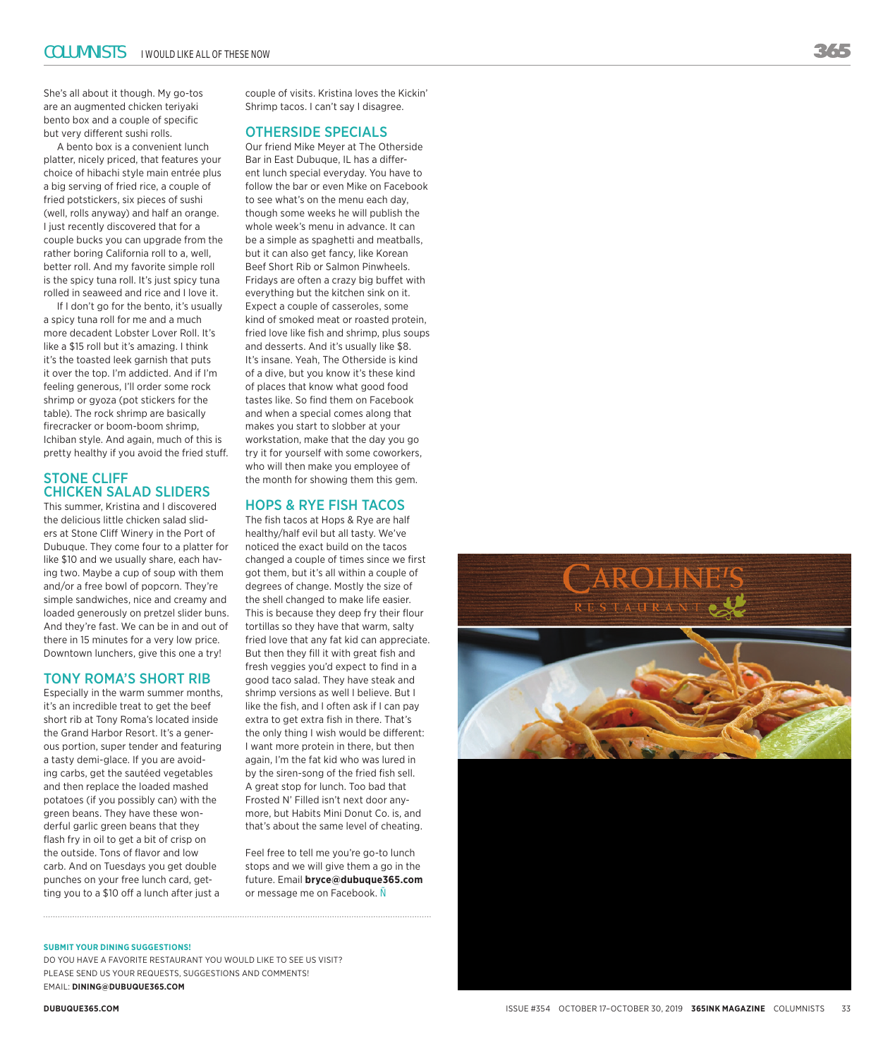She's all about it though. My go-tos are an augmented chicken teriyaki bento box and a couple of specific but very different sushi rolls.

A bento box is a convenient lunch platter, nicely priced, that features your choice of hibachi style main entrée plus a big serving of fried rice, a couple of fried potstickers, six pieces of sushi (well, rolls anyway) and half an orange. I just recently discovered that for a couple bucks you can upgrade from the rather boring California roll to a, well, better roll. And my favorite simple roll is the spicy tuna roll. It's just spicy tuna rolled in seaweed and rice and I love it.

If I don't go for the bento, it's usually a spicy tuna roll for me and a much more decadent Lobster Lover Roll. It's like a $15 roll but it's amazing. I think it's the toasted leek garnish that puts it over the top. I'm addicted. And if I'm feeling generous, I'll order some rock shrimp or gyoza (pot stickers for the table). The rock shrimp are basically firecracker or boom-boom shrimp, Ichiban style. And again, much of this is pretty healthy if you avoid the fried stuff.

## STONE CLIFF CHICKEN SALAD SLIDERS

This summer, Kristina and I discovered the delicious little chicken salad sliders at Stone Cliff Winery in the Port of Dubuque. They come four to a platter for like $10 and we usually share, each having two. Maybe a cup of soup with them and/or a free bowl of popcorn. They're simple sandwiches, nice and creamy and loaded generously on pretzel slider buns. And they're fast. We can be in and out of there in 15 minutes for a very low price. Downtown lunchers, give this one a try!

## TONY ROMA'S SHORT RIB

Especially in the warm summer months, it's an incredible treat to get the beef short rib at Tony Roma's located inside the Grand Harbor Resort. It's a generous portion, super tender and featuring a tasty demi-glace. If you are avoiding carbs, get the sautéed vegetables and then replace the loaded mashed potatoes (if you possibly can) with the green beans. They have these wonderful garlic green beans that they flash fry in oil to get a bit of crisp on the outside. Tons of flavor and low carb. And on Tuesdays you get double punches on your free lunch card, getting you to a $10 off a lunch after just a couple of visits. Kristina loves the Kickin' Shrimp tacos. I can't say I disagree.

## OTHERSIDE SPECIALS

Our friend Mike Meyer at The Otherside Bar in East Dubuque, IL has a different lunch special everyday. You have to follow the bar or even Mike on Facebook to see what's on the menu each day, though some weeks he will publish the whole week's menu in advance. It can be a simple as spaghetti and meatballs, but it can also get fancy, like Korean Beef Short Rib or Salmon Pinwheels. Fridays are often a crazy big buffet with everything but the kitchen sink on it. Expect a couple of casseroles, some kind of smoked meat or roasted protein, fried love like fish and shrimp, plus soups and desserts. And it's usually like $8. It's insane. Yeah, The Otherside is kind of a dive, but you know it's these kind of places that know what good food tastes like. So find them on Facebook and when a special comes along that makes you start to slobber at your workstation, make that the day you go try it for yourself with some coworkers, who will then make you employee of the month for showing them this gem.

## HOPS & RYE FISH TACOS

The fish tacos at Hops & Rye are half healthy/half evil but all tasty. We've noticed the exact build on the tacos changed a couple of times since we first got them, but it's all within a couple of degrees of change. Mostly the size of the shell changed to make life easier. This is because they deep fry their flour tortillas so they have that warm, salty fried love that any fat kid can appreciate. But then they fill it with great fish and fresh veggies you'd expect to find in a good taco salad. They have steak and shrimp versions as well I believe. But I like the fish, and I often ask if I can pay extra to get extra fish in there. That's the only thing I wish would be different: I want more protein in there, but then again, I'm the fat kid who was lured in by the siren-song of the fried fish sell. A great stop for lunch. Too bad that Frosted N' Filled isn't next door anymore, but Habits Mini Donut Co. is, and that's about the same level of cheating.

Feel free to tell me you're go-to lunch stops and we will give them a go in the future. Email **bryce@dubuque365.com** or message me on Facebook.

**SUBMIT YOUR DINING SUGGESTIONS!**

DO YOU HAVE A FAVORITE RESTAURANT YOU WOULD LIKE TO SEE US VISIT? PLEASE SEND US YOUR REQUESTS, SUGGESTIONS AND COMMENTS! EMAIL: **DINING@DUBUQUE365.COM**

CAROLINE'S RESTAURANT